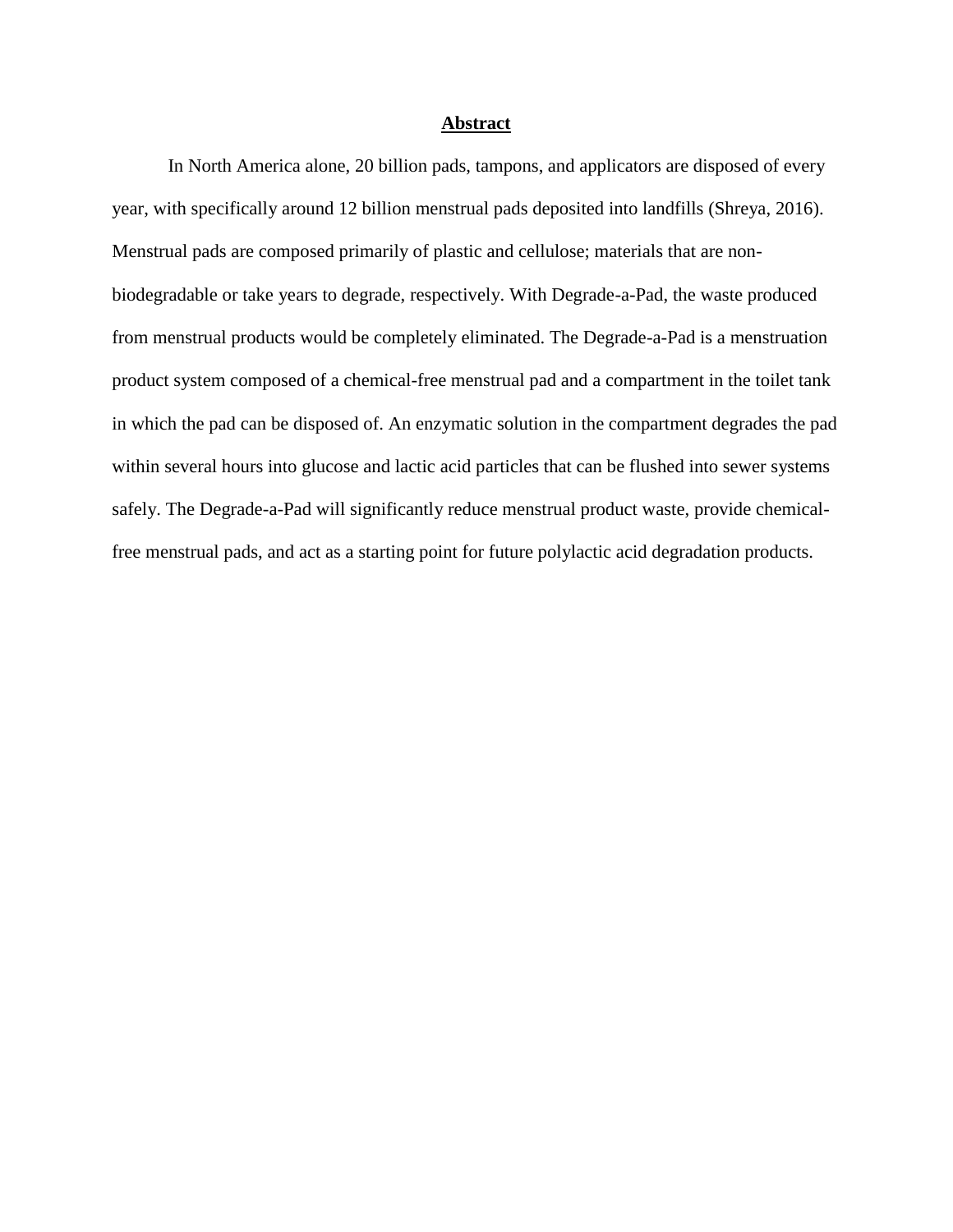# Abstract

In North America alone, 20 billion pads, tampons, and applicators are disposed of every year, with specifically around 12 billion menstrual pads deposited into landfills (Shreya, 2016). Menstrual pads are composed primarily of plastic and cellulose; materials that are non-biodegradable or take years to degrade, respectively. With Degrade-a-Pad, the waste produced from menstrual products would be completely eliminated. The Degrade-a-Pad is a menstruation product system composed of a chemical-free menstrual pad and a compartment in the toilet tank in which the pad can be disposed of. An enzymatic solution in the compartment degrades the pad within several hours into glucose and lactic acid particles that can be flushed into sewer systems safely. The Degrade-a-Pad will significantly reduce menstrual product waste, provide chemical-free menstrual pads, and act as a starting point for future polylactic acid degradation products.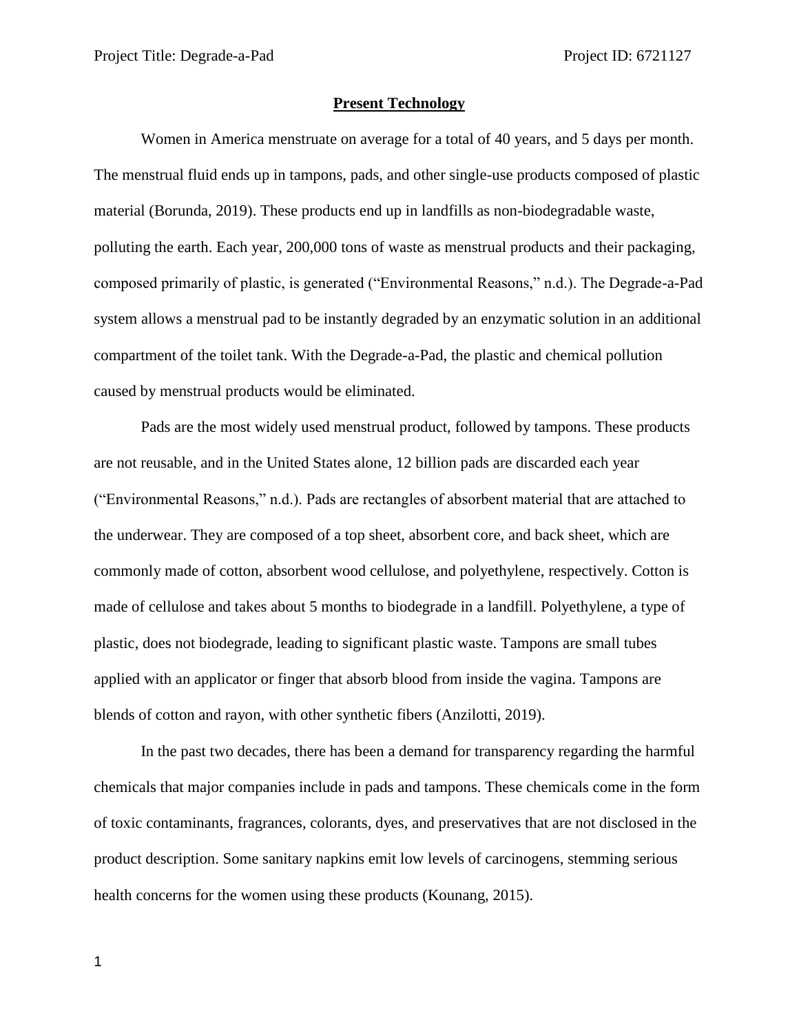## Present Technology

Women in America menstruate on average for a total of 40 years, and 5 days per month. The menstrual fluid ends up in tampons, pads, and other single-use products composed of plastic material (Borunda, 2019). These products end up in landfills as non-biodegradable waste, polluting the earth. Each year, 200,000 tons of waste as menstrual products and their packaging, composed primarily of plastic, is generated ("Environmental Reasons," n.d.). The Degrade-a-Pad system allows a menstrual pad to be instantly degraded by an enzymatic solution in an additional compartment of the toilet tank. With the Degrade-a-Pad, the plastic and chemical pollution caused by menstrual products would be eliminated.

Pads are the most widely used menstrual product, followed by tampons. These products are not reusable, and in the United States alone, 12 billion pads are discarded each year ("Environmental Reasons," n.d.). Pads are rectangles of absorbent material that are attached to the underwear. They are composed of a top sheet, absorbent core, and back sheet, which are commonly made of cotton, absorbent wood cellulose, and polyethylene, respectively. Cotton is made of cellulose and takes about 5 months to biodegrade in a landfill. Polyethylene, a type of plastic, does not biodegrade, leading to significant plastic waste. Tampons are small tubes applied with an applicator or finger that absorb blood from inside the vagina. Tampons are blends of cotton and rayon, with other synthetic fibers (Anzilotti, 2019).

In the past two decades, there has been a demand for transparency regarding the harmful chemicals that major companies include in pads and tampons. These chemicals come in the form of toxic contaminants, fragrances, colorants, dyes, and preservatives that are not disclosed in the product description. Some sanitary napkins emit low levels of carcinogens, stemming serious health concerns for the women using these products (Kounang, 2015).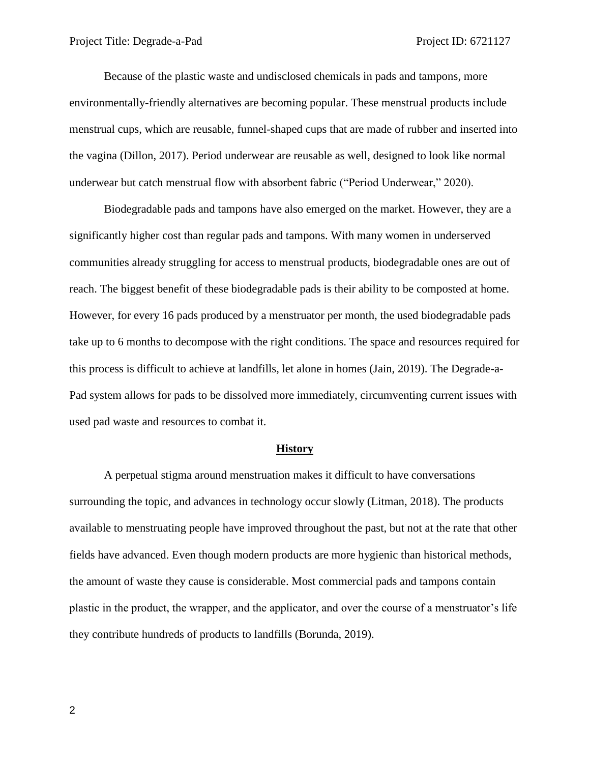Because of the plastic waste and undisclosed chemicals in pads and tampons, more environmentally-friendly alternatives are becoming popular. These menstrual products include menstrual cups, which are reusable, funnel-shaped cups that are made of rubber and inserted into the vagina (Dillon, 2017). Period underwear are reusable as well, designed to look like normal underwear but catch menstrual flow with absorbent fabric ("Period Underwear," 2020).

Biodegradable pads and tampons have also emerged on the market. However, they are a significantly higher cost than regular pads and tampons. With many women in underserved communities already struggling for access to menstrual products, biodegradable ones are out of reach. The biggest benefit of these biodegradable pads is their ability to be composted at home. However, for every 16 pads produced by a menstruator per month, the used biodegradable pads take up to 6 months to decompose with the right conditions. The space and resources required for this process is difficult to achieve at landfills, let alone in homes (Jain, 2019). The Degrade-a-Pad system allows for pads to be dissolved more immediately, circumventing current issues with used pad waste and resources to combat it.

## History

A perpetual stigma around menstruation makes it difficult to have conversations surrounding the topic, and advances in technology occur slowly (Litman, 2018). The products available to menstruating people have improved throughout the past, but not at the rate that other fields have advanced. Even though modern products are more hygienic than historical methods, the amount of waste they cause is considerable. Most commercial pads and tampons contain plastic in the product, the wrapper, and the applicator, and over the course of a menstruator's life they contribute hundreds of products to landfills (Borunda, 2019).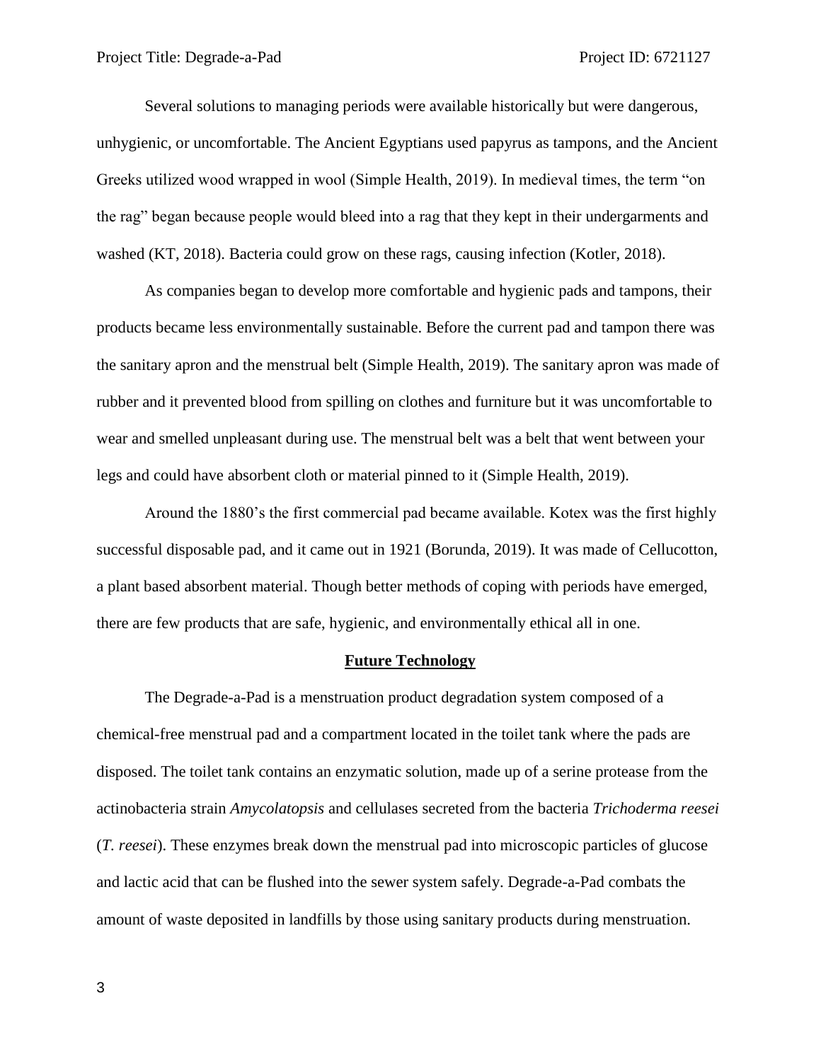Several solutions to managing periods were available historically but were dangerous, unhygienic, or uncomfortable. The Ancient Egyptians used papyrus as tampons, and the Ancient Greeks utilized wood wrapped in wool (Simple Health, 2019). In medieval times, the term "on the rag" began because people would bleed into a rag that they kept in their undergarments and washed (KT, 2018). Bacteria could grow on these rags, causing infection (Kotler, 2018).

As companies began to develop more comfortable and hygienic pads and tampons, their products became less environmentally sustainable. Before the current pad and tampon there was the sanitary apron and the menstrual belt (Simple Health, 2019). The sanitary apron was made of rubber and it prevented blood from spilling on clothes and furniture but it was uncomfortable to wear and smelled unpleasant during use. The menstrual belt was a belt that went between your legs and could have absorbent cloth or material pinned to it (Simple Health, 2019).

Around the 1880's the first commercial pad became available. Kotex was the first highly successful disposable pad, and it came out in 1921 (Borunda, 2019). It was made of Cellucotton, a plant based absorbent material. Though better methods of coping with periods have emerged, there are few products that are safe, hygienic, and environmentally ethical all in one.

## Future Technology

The Degrade-a-Pad is a menstruation product degradation system composed of a chemical-free menstrual pad and a compartment located in the toilet tank where the pads are disposed. The toilet tank contains an enzymatic solution, made up of a serine protease from the actinobacteria strain *Amycolatopsis* and cellulases secreted from the bacteria *Trichoderma reesei* (*T. reesei*). These enzymes break down the menstrual pad into microscopic particles of glucose and lactic acid that can be flushed into the sewer system safely. Degrade-a-Pad combats the amount of waste deposited in landfills by those using sanitary products during menstruation.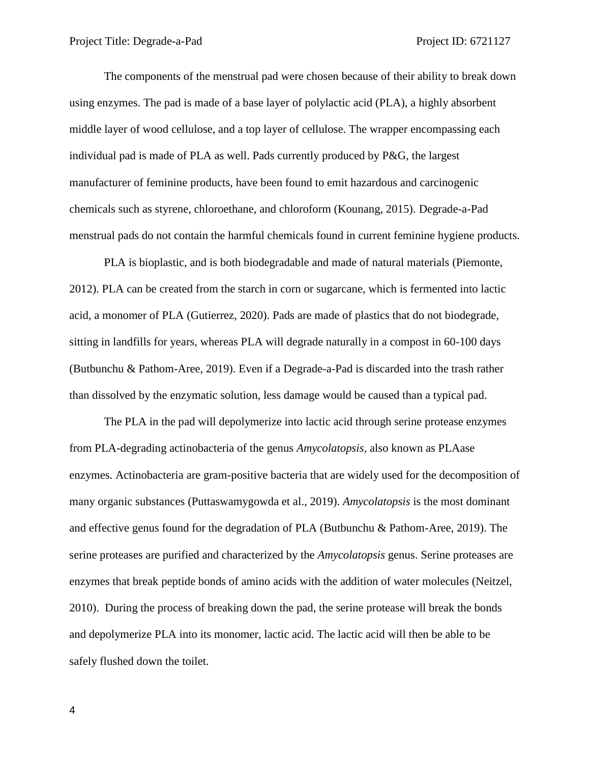The components of the menstrual pad were chosen because of their ability to break down using enzymes. The pad is made of a base layer of polylactic acid (PLA), a highly absorbent middle layer of wood cellulose, and a top layer of cellulose. The wrapper encompassing each individual pad is made of PLA as well. Pads currently produced by P&G, the largest manufacturer of feminine products, have been found to emit hazardous and carcinogenic chemicals such as styrene, chloroethane, and chloroform (Kounang, 2015). Degrade-a-Pad menstrual pads do not contain the harmful chemicals found in current feminine hygiene products.

PLA is bioplastic, and is both biodegradable and made of natural materials (Piemonte, 2012). PLA can be created from the starch in corn or sugarcane, which is fermented into lactic acid, a monomer of PLA (Gutierrez, 2020). Pads are made of plastics that do not biodegrade, sitting in landfills for years, whereas PLA will degrade naturally in a compost in 60-100 days (Butbunchu & Pathom-Aree, 2019). Even if a Degrade-a-Pad is discarded into the trash rather than dissolved by the enzymatic solution, less damage would be caused than a typical pad.

The PLA in the pad will depolymerize into lactic acid through serine protease enzymes from PLA-degrading actinobacteria of the genus *Amycolatopsis*, also known as PLAase enzymes. Actinobacteria are gram-positive bacteria that are widely used for the decomposition of many organic substances (Puttaswamygowda et al., 2019). *Amycolatopsis* is the most dominant and effective genus found for the degradation of PLA (Butbunchu & Pathom-Aree, 2019). The serine proteases are purified and characterized by the *Amycolatopsis* genus. Serine proteases are enzymes that break peptide bonds of amino acids with the addition of water molecules (Neitzel, 2010). During the process of breaking down the pad, the serine protease will break the bonds and depolymerize PLA into its monomer, lactic acid. The lactic acid will then be able to be safely flushed down the toilet.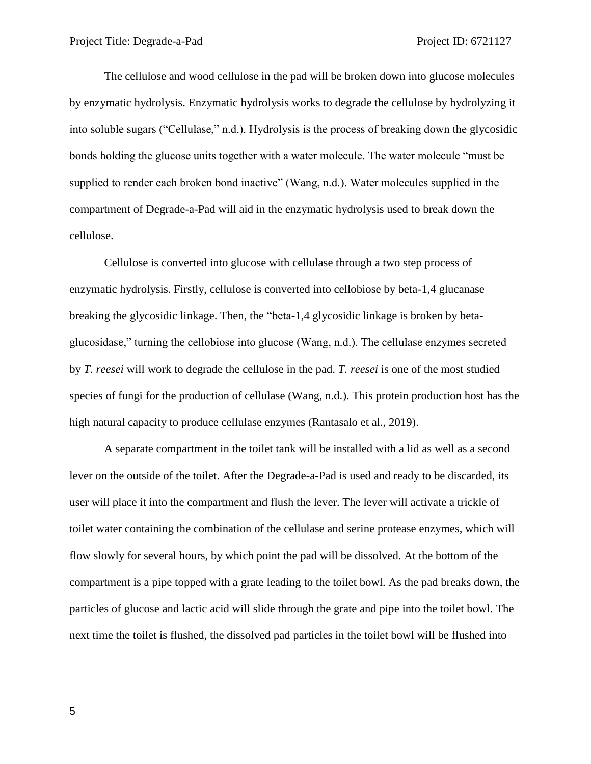The cellulose and wood cellulose in the pad will be broken down into glucose molecules by enzymatic hydrolysis. Enzymatic hydrolysis works to degrade the cellulose by hydrolyzing it into soluble sugars ("Cellulase," n.d.). Hydrolysis is the process of breaking down the glycosidic bonds holding the glucose units together with a water molecule. The water molecule "must be supplied to render each broken bond inactive" (Wang, n.d.). Water molecules supplied in the compartment of Degrade-a-Pad will aid in the enzymatic hydrolysis used to break down the cellulose.

Cellulose is converted into glucose with cellulase through a two step process of enzymatic hydrolysis. Firstly, cellulose is converted into cellobiose by beta-1,4 glucanase breaking the glycosidic linkage. Then, the "beta-1,4 glycosidic linkage is broken by beta-glucosidase," turning the cellobiose into glucose (Wang, n.d.). The cellulase enzymes secreted by *T. reesei* will work to degrade the cellulose in the pad. *T. reesei* is one of the most studied species of fungi for the production of cellulase (Wang, n.d.). This protein production host has the high natural capacity to produce cellulase enzymes (Rantasalo et al., 2019).

A separate compartment in the toilet tank will be installed with a lid as well as a second lever on the outside of the toilet. After the Degrade-a-Pad is used and ready to be discarded, its user will place it into the compartment and flush the lever. The lever will activate a trickle of toilet water containing the combination of the cellulase and serine protease enzymes, which will flow slowly for several hours, by which point the pad will be dissolved. At the bottom of the compartment is a pipe topped with a grate leading to the toilet bowl. As the pad breaks down, the particles of glucose and lactic acid will slide through the grate and pipe into the toilet bowl. The next time the toilet is flushed, the dissolved pad particles in the toilet bowl will be flushed into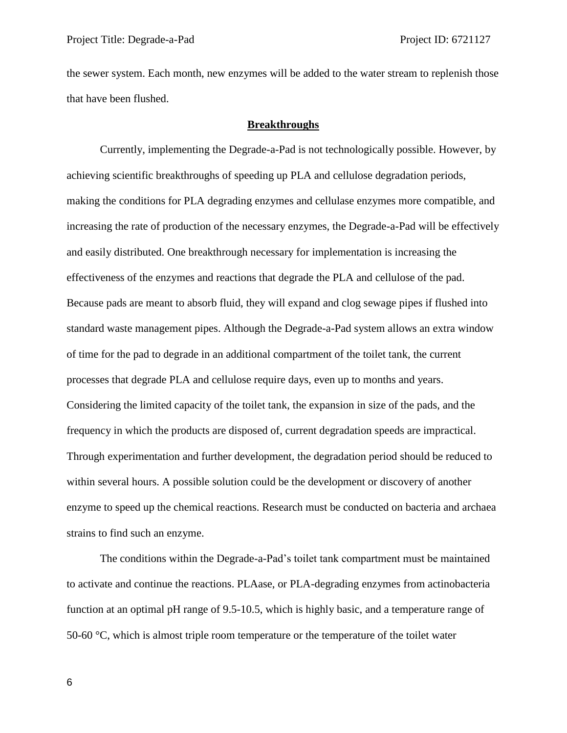the sewer system. Each month, new enzymes will be added to the water stream to replenish those that have been flushed.

## Breakthroughs

Currently, implementing the Degrade-a-Pad is not technologically possible. However, by achieving scientific breakthroughs of speeding up PLA and cellulose degradation periods, making the conditions for PLA degrading enzymes and cellulase enzymes more compatible, and increasing the rate of production of the necessary enzymes, the Degrade-a-Pad will be effectively and easily distributed. One breakthrough necessary for implementation is increasing the effectiveness of the enzymes and reactions that degrade the PLA and cellulose of the pad. Because pads are meant to absorb fluid, they will expand and clog sewage pipes if flushed into standard waste management pipes. Although the Degrade-a-Pad system allows an extra window of time for the pad to degrade in an additional compartment of the toilet tank, the current processes that degrade PLA and cellulose require days, even up to months and years. Considering the limited capacity of the toilet tank, the expansion in size of the pads, and the frequency in which the products are disposed of, current degradation speeds are impractical. Through experimentation and further development, the degradation period should be reduced to within several hours. A possible solution could be the development or discovery of another enzyme to speed up the chemical reactions. Research must be conducted on bacteria and archaea strains to find such an enzyme.

The conditions within the Degrade-a-Pad's toilet tank compartment must be maintained to activate and continue the reactions. PLAase, or PLA-degrading enzymes from actinobacteria function at an optimal pH range of 9.5-10.5, which is highly basic, and a temperature range of 50-60 °C, which is almost triple room temperature or the temperature of the toilet water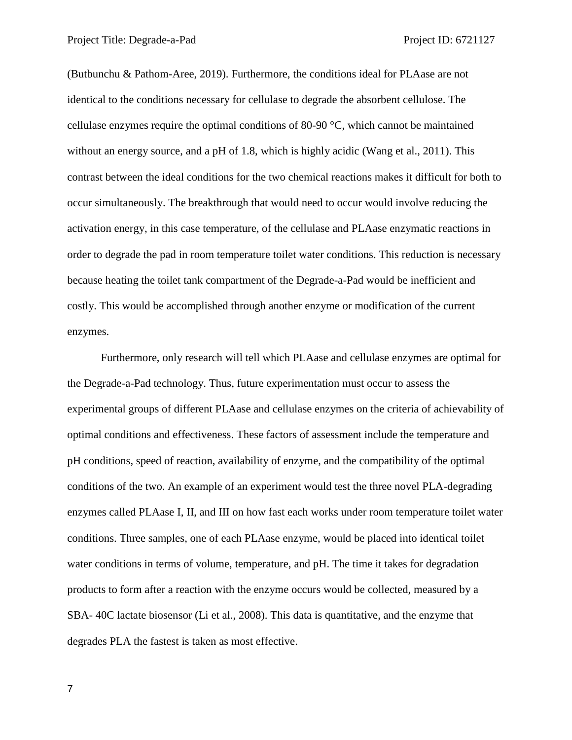(Butbunchu & Pathom-Aree, 2019). Furthermore, the conditions ideal for PLAase are not identical to the conditions necessary for cellulase to degrade the absorbent cellulose. The cellulase enzymes require the optimal conditions of 80-90 °C, which cannot be maintained without an energy source, and a pH of 1.8, which is highly acidic (Wang et al., 2011). This contrast between the ideal conditions for the two chemical reactions makes it difficult for both to occur simultaneously. The breakthrough that would need to occur would involve reducing the activation energy, in this case temperature, of the cellulase and PLAase enzymatic reactions in order to degrade the pad in room temperature toilet water conditions. This reduction is necessary because heating the toilet tank compartment of the Degrade-a-Pad would be inefficient and costly. This would be accomplished through another enzyme or modification of the current enzymes.

Furthermore, only research will tell which PLAase and cellulase enzymes are optimal for the Degrade-a-Pad technology. Thus, future experimentation must occur to assess the experimental groups of different PLAase and cellulase enzymes on the criteria of achievability of optimal conditions and effectiveness. These factors of assessment include the temperature and pH conditions, speed of reaction, availability of enzyme, and the compatibility of the optimal conditions of the two. An example of an experiment would test the three novel PLA-degrading enzymes called PLAase I, II, and III on how fast each works under room temperature toilet water conditions. Three samples, one of each PLAase enzyme, would be placed into identical toilet water conditions in terms of volume, temperature, and pH. The time it takes for degradation products to form after a reaction with the enzyme occurs would be collected, measured by a SBA- 40C lactate biosensor (Li et al., 2008). This data is quantitative, and the enzyme that degrades PLA the fastest is taken as most effective.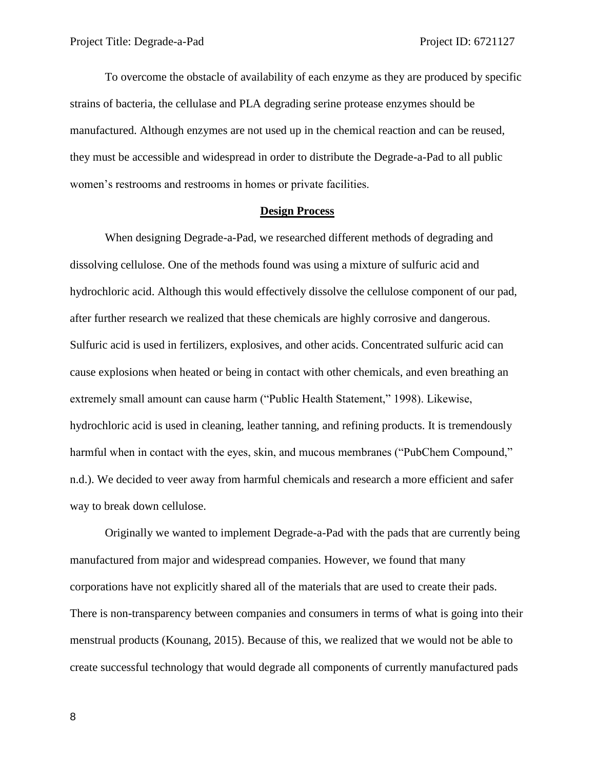To overcome the obstacle of availability of each enzyme as they are produced by specific strains of bacteria, the cellulase and PLA degrading serine protease enzymes should be manufactured. Although enzymes are not used up in the chemical reaction and can be reused, they must be accessible and widespread in order to distribute the Degrade-a-Pad to all public women's restrooms and restrooms in homes or private facilities.

## Design Process

When designing Degrade-a-Pad, we researched different methods of degrading and dissolving cellulose. One of the methods found was using a mixture of sulfuric acid and hydrochloric acid. Although this would effectively dissolve the cellulose component of our pad, after further research we realized that these chemicals are highly corrosive and dangerous. Sulfuric acid is used in fertilizers, explosives, and other acids. Concentrated sulfuric acid can cause explosions when heated or being in contact with other chemicals, and even breathing an extremely small amount can cause harm ("Public Health Statement," 1998). Likewise, hydrochloric acid is used in cleaning, leather tanning, and refining products. It is tremendously harmful when in contact with the eyes, skin, and mucous membranes ("PubChem Compound," n.d.). We decided to veer away from harmful chemicals and research a more efficient and safer way to break down cellulose.

Originally we wanted to implement Degrade-a-Pad with the pads that are currently being manufactured from major and widespread companies. However, we found that many corporations have not explicitly shared all of the materials that are used to create their pads. There is non-transparency between companies and consumers in terms of what is going into their menstrual products (Kounang, 2015). Because of this, we realized that we would not be able to create successful technology that would degrade all components of currently manufactured pads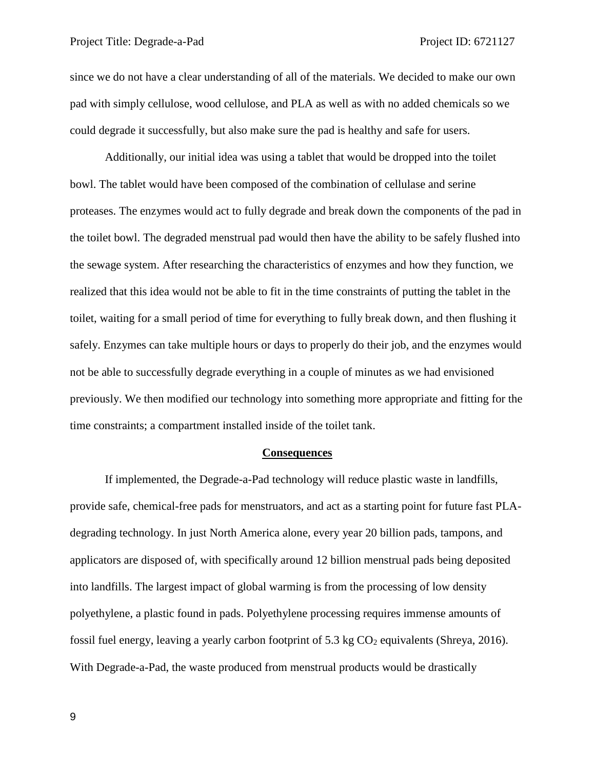since we do not have a clear understanding of all of the materials. We decided to make our own pad with simply cellulose, wood cellulose, and PLA as well as with no added chemicals so we could degrade it successfully, but also make sure the pad is healthy and safe for users.

Additionally, our initial idea was using a tablet that would be dropped into the toilet bowl. The tablet would have been composed of the combination of cellulase and serine proteases. The enzymes would act to fully degrade and break down the components of the pad in the toilet bowl. The degraded menstrual pad would then have the ability to be safely flushed into the sewage system. After researching the characteristics of enzymes and how they function, we realized that this idea would not be able to fit in the time constraints of putting the tablet in the toilet, waiting for a small period of time for everything to fully break down, and then flushing it safely. Enzymes can take multiple hours or days to properly do their job, and the enzymes would not be able to successfully degrade everything in a couple of minutes as we had envisioned previously. We then modified our technology into something more appropriate and fitting for the time constraints; a compartment installed inside of the toilet tank.

## Consequences

If implemented, the Degrade-a-Pad technology will reduce plastic waste in landfills, provide safe, chemical-free pads for menstruators, and act as a starting point for future fast PLA-degrading technology. In just North America alone, every year 20 billion pads, tampons, and applicators are disposed of, with specifically around 12 billion menstrual pads being deposited into landfills. The largest impact of global warming is from the processing of low density polyethylene, a plastic found in pads. Polyethylene processing requires immense amounts of fossil fuel energy, leaving a yearly carbon footprint of 5.3 kg $CO_2$ equivalents (Shreya, 2016). With Degrade-a-Pad, the waste produced from menstrual products would be drastically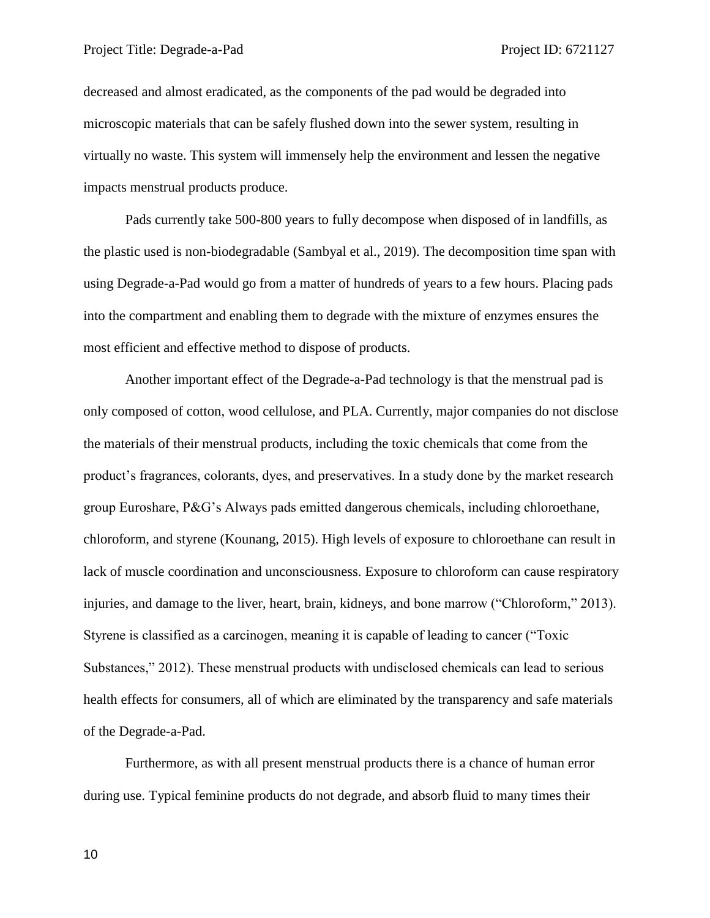decreased and almost eradicated, as the components of the pad would be degraded into microscopic materials that can be safely flushed down into the sewer system, resulting in virtually no waste. This system will immensely help the environment and lessen the negative impacts menstrual products produce.

Pads currently take 500-800 years to fully decompose when disposed of in landfills, as the plastic used is non-biodegradable (Sambyal et al., 2019). The decomposition time span with using Degrade-a-Pad would go from a matter of hundreds of years to a few hours. Placing pads into the compartment and enabling them to degrade with the mixture of enzymes ensures the most efficient and effective method to dispose of products.

Another important effect of the Degrade-a-Pad technology is that the menstrual pad is only composed of cotton, wood cellulose, and PLA. Currently, major companies do not disclose the materials of their menstrual products, including the toxic chemicals that come from the product's fragrances, colorants, dyes, and preservatives. In a study done by the market research group Euroshare, P&G's Always pads emitted dangerous chemicals, including chloroethane, chloroform, and styrene (Kounang, 2015). High levels of exposure to chloroethane can result in lack of muscle coordination and unconsciousness. Exposure to chloroform can cause respiratory injuries, and damage to the liver, heart, brain, kidneys, and bone marrow ("Chloroform," 2013). Styrene is classified as a carcinogen, meaning it is capable of leading to cancer ("Toxic Substances," 2012). These menstrual products with undisclosed chemicals can lead to serious health effects for consumers, all of which are eliminated by the transparency and safe materials of the Degrade-a-Pad.

Furthermore, as with all present menstrual products there is a chance of human error during use. Typical feminine products do not degrade, and absorb fluid to many times their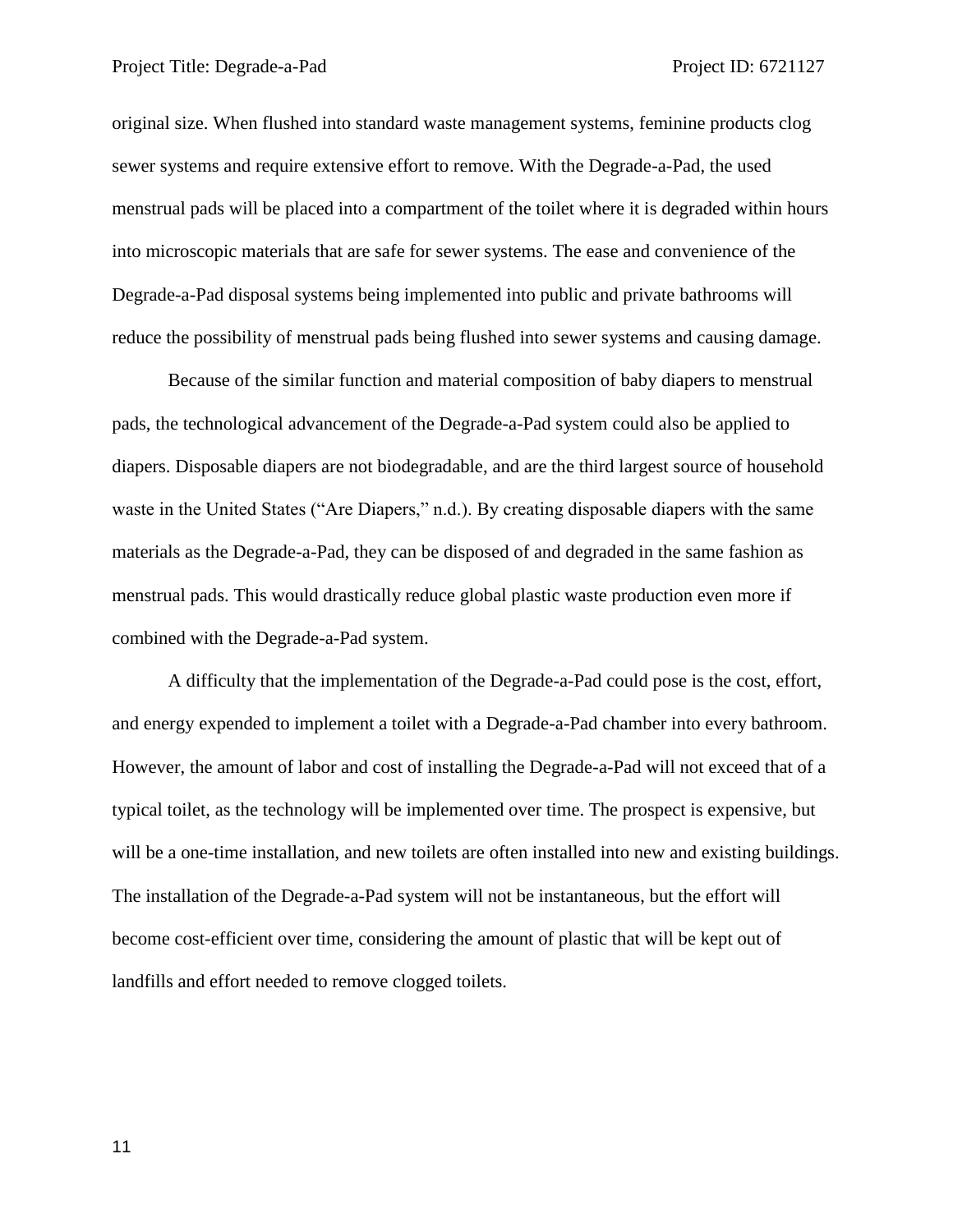original size. When flushed into standard waste management systems, feminine products clog sewer systems and require extensive effort to remove. With the Degrade-a-Pad, the used menstrual pads will be placed into a compartment of the toilet where it is degraded within hours into microscopic materials that are safe for sewer systems. The ease and convenience of the Degrade-a-Pad disposal systems being implemented into public and private bathrooms will reduce the possibility of menstrual pads being flushed into sewer systems and causing damage.

Because of the similar function and material composition of baby diapers to menstrual pads, the technological advancement of the Degrade-a-Pad system could also be applied to diapers. Disposable diapers are not biodegradable, and are the third largest source of household waste in the United States ("Are Diapers," n.d.). By creating disposable diapers with the same materials as the Degrade-a-Pad, they can be disposed of and degraded in the same fashion as menstrual pads. This would drastically reduce global plastic waste production even more if combined with the Degrade-a-Pad system.

A difficulty that the implementation of the Degrade-a-Pad could pose is the cost, effort, and energy expended to implement a toilet with a Degrade-a-Pad chamber into every bathroom. However, the amount of labor and cost of installing the Degrade-a-Pad will not exceed that of a typical toilet, as the technology will be implemented over time. The prospect is expensive, but will be a one-time installation, and new toilets are often installed into new and existing buildings. The installation of the Degrade-a-Pad system will not be instantaneous, but the effort will become cost-efficient over time, considering the amount of plastic that will be kept out of landfills and effort needed to remove clogged toilets.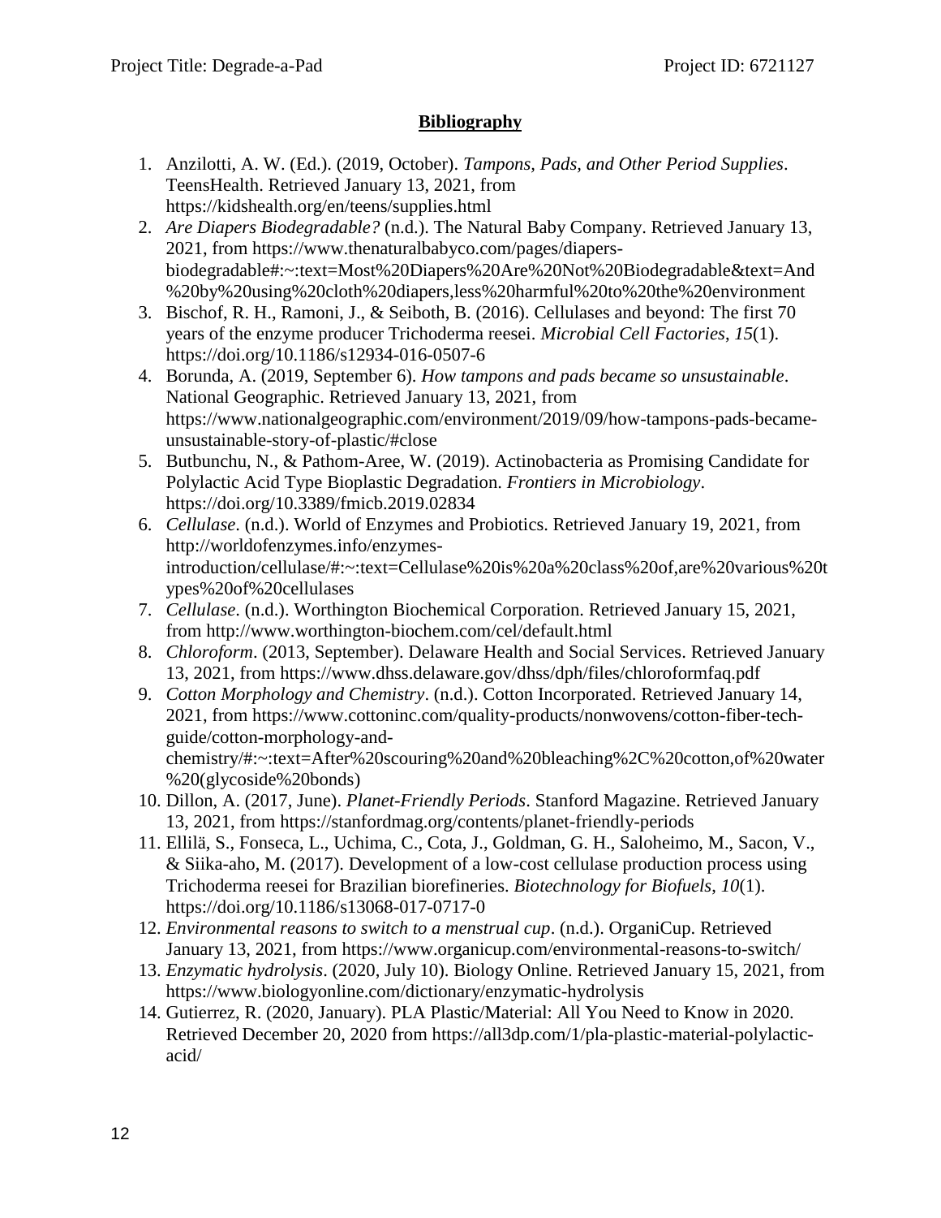## Bibliography

1. Anzilotti, A. W. (Ed.). (2019, October). *Tampons, Pads, and Other Period Supplies*. TeensHealth. Retrieved January 13, 2021, from https://kidshealth.org/en/teens/supplies.html
2. *Are Diapers Biodegradable?* (n.d.). The Natural Baby Company. Retrieved January 13, 2021, from https://www.thenaturalbabyco.com/pages/diapers-biodegradable#:~:text=Most%20Diapers%20Are%20Not%20Biodegradable&text=And%20by%20using%20cloth%20diapers,less%20harmful%20to%20the%20environment
3. Bischof, R. H., Ramoni, J., & Seiboth, B. (2016). Cellulases and beyond: The first 70 years of the enzyme producer Trichoderma reesei. *Microbial Cell Factories*, *15*(1). https://doi.org/10.1186/s12934-016-0507-6
4. Borunda, A. (2019, September 6). *How tampons and pads became so unsustainable*. National Geographic. Retrieved January 13, 2021, from https://www.nationalgeographic.com/environment/2019/09/how-tampons-pads-became-unsustainable-story-of-plastic/#close
5. Butbunchu, N., & Pathom-Aree, W. (2019). Actinobacteria as Promising Candidate for Polylactic Acid Type Bioplastic Degradation. *Frontiers in Microbiology*. https://doi.org/10.3389/fmicb.2019.02834
6. *Cellulase*. (n.d.). World of Enzymes and Probiotics. Retrieved January 19, 2021, from http://worldofenzymes.info/enzymes-introduction/cellulase/#:~:text=Cellulase%20is%20a%20class%20of,are%20various%20types%20of%20cellulases
7. *Cellulase*. (n.d.). Worthington Biochemical Corporation. Retrieved January 15, 2021, from http://www.worthington-biochem.com/cel/default.html
8. *Chloroform*. (2013, September). Delaware Health and Social Services. Retrieved January 13, 2021, from https://www.dhss.delaware.gov/dhss/dph/files/chloroformfaq.pdf
9. *Cotton Morphology and Chemistry*. (n.d.). Cotton Incorporated. Retrieved January 14, 2021, from https://www.cottoninc.com/quality-products/nonwovens/cotton-fiber-tech-guide/cotton-morphology-and-chemistry/#:~:text=After%20scouring%20and%20bleaching%2C%20cotton,of%20water%20(glycoside%20bonds)
10. Dillon, A. (2017, June). *Planet-Friendly Periods*. Stanford Magazine. Retrieved January 13, 2021, from https://stanfordmag.org/contents/planet-friendly-periods
11. Ellilä, S., Fonseca, L., Uchima, C., Cota, J., Goldman, G. H., Saloheimo, M., Sacon, V., & Siika-aho, M. (2017). Development of a low-cost cellulase production process using Trichoderma reesei for Brazilian biorefineries. *Biotechnology for Biofuels*, *10*(1). https://doi.org/10.1186/s13068-017-0717-0
12. *Environmental reasons to switch to a menstrual cup*. (n.d.). OrganiCup. Retrieved January 13, 2021, from https://www.organicup.com/environmental-reasons-to-switch/
13. *Enzymatic hydrolysis*. (2020, July 10). Biology Online. Retrieved January 15, 2021, from https://www.biologyonline.com/dictionary/enzymatic-hydrolysis
14. Gutierrez, R. (2020, January). PLA Plastic/Material: All You Need to Know in 2020. Retrieved December 20, 2020 from https://all3dp.com/1/pla-plastic-material-polylactic-acid/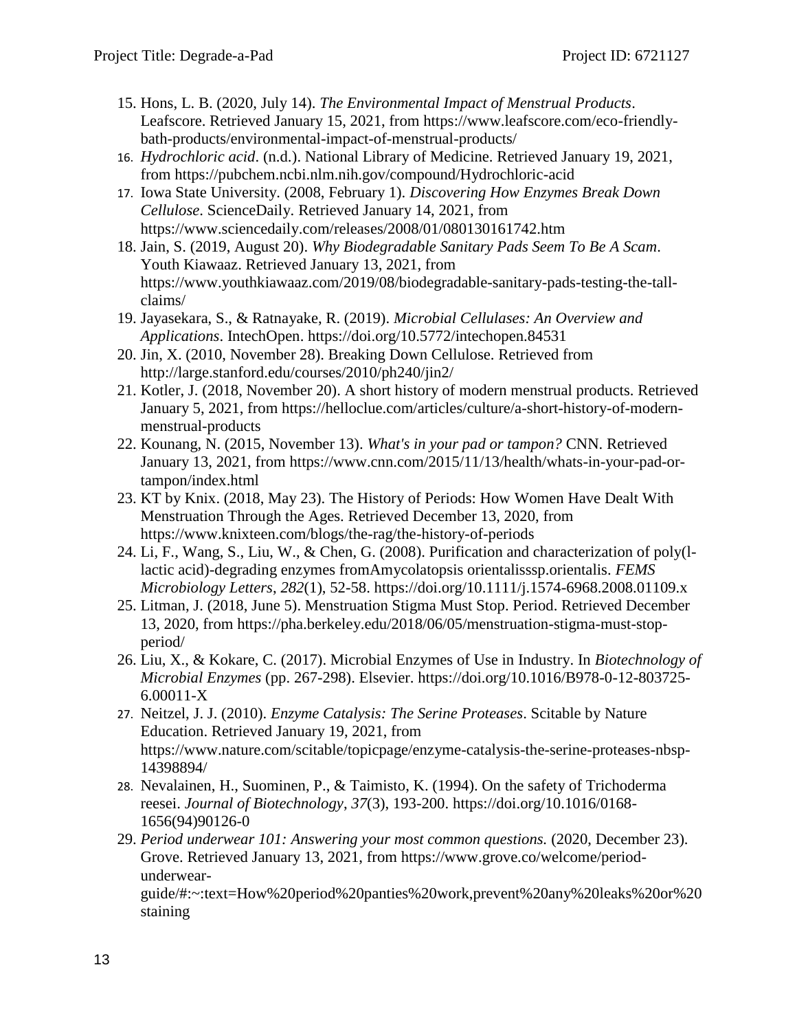15. Hons, L. B. (2020, July 14). *The Environmental Impact of Menstrual Products*. Leafscore. Retrieved January 15, 2021, from https://www.leafscore.com/eco-friendly-bath-products/environmental-impact-of-menstrual-products/
16. *Hydrochloric acid*. (n.d.). National Library of Medicine. Retrieved January 19, 2021, from https://pubchem.ncbi.nlm.nih.gov/compound/Hydrochloric-acid
17. Iowa State University. (2008, February 1). *Discovering How Enzymes Break Down Cellulose*. ScienceDaily. Retrieved January 14, 2021, from https://www.sciencedaily.com/releases/2008/01/080130161742.htm
18. Jain, S. (2019, August 20). *Why Biodegradable Sanitary Pads Seem To Be A Scam*. Youth Kiawaaz. Retrieved January 13, 2021, from https://www.youthkiawaaz.com/2019/08/biodegradable-sanitary-pads-testing-the-tall-claims/
19. Jayasekara, S., & Ratnayake, R. (2019). *Microbial Cellulases: An Overview and Applications*. IntechOpen. https://doi.org/10.5772/intechopen.84531
20. Jin, X. (2010, November 28). Breaking Down Cellulose. Retrieved from http://large.stanford.edu/courses/2010/ph240/jin2/
21. Kotler, J. (2018, November 20). A short history of modern menstrual products. Retrieved January 5, 2021, from https://helloclue.com/articles/culture/a-short-history-of-modern-menstrual-products
22. Kounang, N. (2015, November 13). *What's in your pad or tampon?* CNN. Retrieved January 13, 2021, from https://www.cnn.com/2015/11/13/health/whats-in-your-pad-or-tampon/index.html
23. KT by Knix. (2018, May 23). The History of Periods: How Women Have Dealt With Menstruation Through the Ages. Retrieved December 13, 2020, from https://www.knixteen.com/blogs/the-rag/the-history-of-periods
24. Li, F., Wang, S., Liu, W., & Chen, G. (2008). Purification and characterization of poly(l-lactic acid)-degrading enzymes fromAmycolatopsis orientalisssp.orientalis. *FEMS Microbiology Letters*, *282*(1), 52-58. https://doi.org/10.1111/j.1574-6968.2008.01109.x
25. Litman, J. (2018, June 5). Menstruation Stigma Must Stop. Period. Retrieved December 13, 2020, from https://pha.berkeley.edu/2018/06/05/menstruation-stigma-must-stop-period/
26. Liu, X., & Kokare, C. (2017). Microbial Enzymes of Use in Industry. In *Biotechnology of Microbial Enzymes* (pp. 267-298). Elsevier. https://doi.org/10.1016/B978-0-12-803725-6.00011-X
27. Neitzel, J. J. (2010). *Enzyme Catalysis: The Serine Proteases*. Scitable by Nature Education. Retrieved January 19, 2021, from https://www.nature.com/scitable/topicpage/enzyme-catalysis-the-serine-proteases-nbsp-14398894/
28. Nevalainen, H., Suominen, P., & Taimisto, K. (1994). On the safety of Trichoderma reesei. *Journal of Biotechnology*, *37*(3), 193-200. https://doi.org/10.1016/0168-1656(94)90126-0
29. *Period underwear 101: Answering your most common questions.* (2020, December 23). Grove. Retrieved January 13, 2021, from https://www.grove.co/welcome/period-underwear-guide/#:~:text=How%20period%20panties%20work,prevent%20any%20leaks%20or%20staining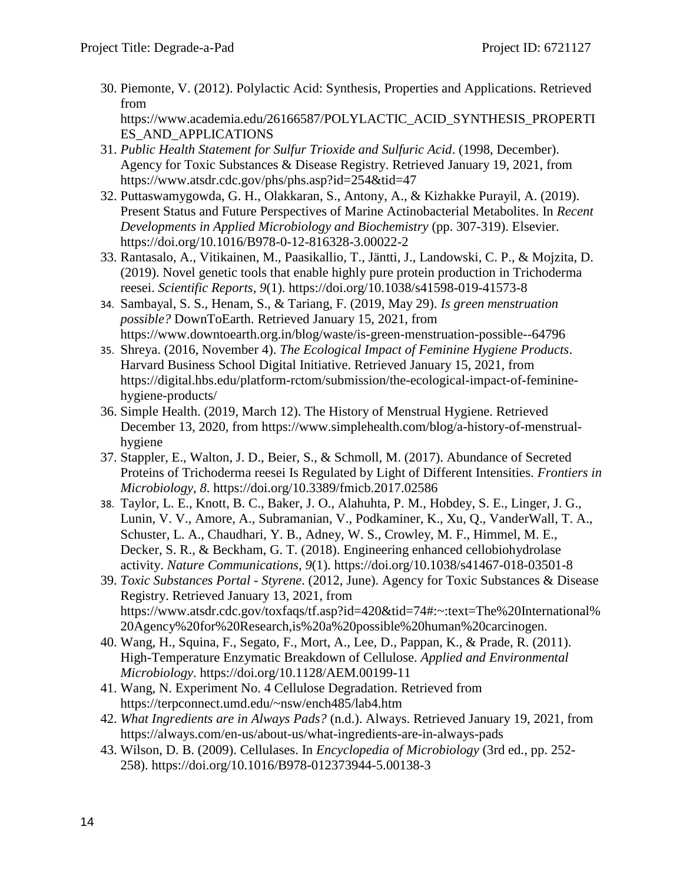30. Piemonte, V. (2012). Polylactic Acid: Synthesis, Properties and Applications. Retrieved from https://www.academia.edu/26166587/POLYLACTIC_ACID_SYNTHESIS_PROPERTIES_AND_APPLICATIONS
31. *Public Health Statement for Sulfur Trioxide and Sulfuric Acid*. (1998, December). Agency for Toxic Substances & Disease Registry. Retrieved January 19, 2021, from https://www.atsdr.cdc.gov/phs/phs.asp?id=254&tid=47
32. Puttaswamygowda, G. H., Olakkaran, S., Antony, A., & Kizhakke Purayil, A. (2019). Present Status and Future Perspectives of Marine Actinobacterial Metabolites. In *Recent Developments in Applied Microbiology and Biochemistry* (pp. 307-319). Elsevier. https://doi.org/10.1016/B978-0-12-816328-3.00022-2
33. Rantasalo, A., Vitikainen, M., Paasikallio, T., Jäntti, J., Landowski, C. P., & Mojzita, D. (2019). Novel genetic tools that enable highly pure protein production in Trichoderma reesei. *Scientific Reports*, *9*(1). https://doi.org/10.1038/s41598-019-41573-8
34. Sambayal, S. S., Henam, S., & Tariang, F. (2019, May 29). *Is green menstruation possible?* DownToEarth. Retrieved January 15, 2021, from https://www.downtoearth.org.in/blog/waste/is-green-menstruation-possible--64796
35. Shreya. (2016, November 4). *The Ecological Impact of Feminine Hygiene Products*. Harvard Business School Digital Initiative. Retrieved January 15, 2021, from https://digital.hbs.edu/platform-rctom/submission/the-ecological-impact-of-feminine-hygiene-products/
36. Simple Health. (2019, March 12). The History of Menstrual Hygiene. Retrieved December 13, 2020, from https://www.simplehealth.com/blog/a-history-of-menstrual-hygiene
37. Stappler, E., Walton, J. D., Beier, S., & Schmoll, M. (2017). Abundance of Secreted Proteins of Trichoderma reesei Is Regulated by Light of Different Intensities. *Frontiers in Microbiology*, *8*. https://doi.org/10.3389/fmicb.2017.02586
38. Taylor, L. E., Knott, B. C., Baker, J. O., Alahuhta, P. M., Hobdey, S. E., Linger, J. G., Lunin, V. V., Amore, A., Subramanian, V., Podkaminer, K., Xu, Q., VanderWall, T. A., Schuster, L. A., Chaudhari, Y. B., Adney, W. S., Crowley, M. F., Himmel, M. E., Decker, S. R., & Beckham, G. T. (2018). Engineering enhanced cellobiohydrolase activity. *Nature Communications*, *9*(1). https://doi.org/10.1038/s41467-018-03501-8
39. *Toxic Substances Portal - Styrene*. (2012, June). Agency for Toxic Substances & Disease Registry. Retrieved January 13, 2021, from https://www.atsdr.cdc.gov/toxfaqs/tf.asp?id=420&tid=74#:~:text=The%20International%20Agency%20for%20Research,is%20a%20possible%20human%20carcinogen.
40. Wang, H., Squina, F., Segato, F., Mort, A., Lee, D., Pappan, K., & Prade, R. (2011). High-Temperature Enzymatic Breakdown of Cellulose. *Applied and Environmental Microbiology*. https://doi.org/10.1128/AEM.00199-11
41. Wang, N. Experiment No. 4 Cellulose Degradation. Retrieved from https://terpconnect.umd.edu/~nsw/ench485/lab4.htm
42. *What Ingredients are in Always Pads?* (n.d.). Always. Retrieved January 19, 2021, from https://always.com/en-us/about-us/what-ingredients-are-in-always-pads
43. Wilson, D. B. (2009). Cellulases. In *Encyclopedia of Microbiology* (3rd ed., pp. 252-258). https://doi.org/10.1016/B978-012373944-5.00138-3